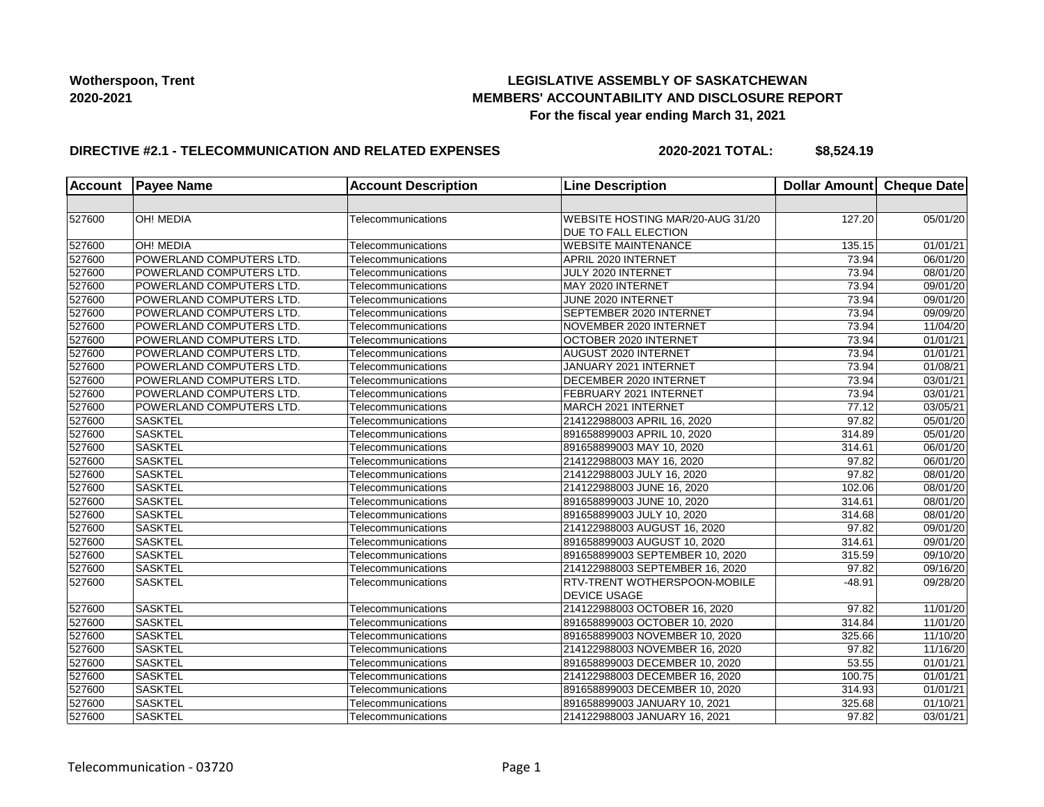**Wotherspoon, Trent**
**2020-2021**

# LEGISLATIVE ASSEMBLY OF SASKATCHEWAN
## MEMBERS' ACCOUNTABILITY AND DISCLOSURE REPORT
### For the fiscal year ending March 31, 2021

**DIRECTIVE #2.1 - TELECOMMUNICATION AND RELATED EXPENSES** **2020-2021 TOTAL: $8,524.19**

| Account | Payee Name | Account Description | Line Description | Dollar Amount | Cheque Date |
|---|---|---|---|---|---|
| | | | | | |
| 527600 | OH! MEDIA | Telecommunications | WEBSITE HOSTING MAR/20-AUG 31/20 DUE TO FALL ELECTION | 127.20 | 05/01/20 |
| 527600 | OH! MEDIA | Telecommunications | WEBSITE MAINTENANCE | 135.15 | 01/01/21 |
| 527600 | POWERLAND COMPUTERS LTD. | Telecommunications | APRIL 2020 INTERNET | 73.94 | 06/01/20 |
| 527600 | POWERLAND COMPUTERS LTD. | Telecommunications | JULY 2020 INTERNET | 73.94 | 08/01/20 |
| 527600 | POWERLAND COMPUTERS LTD. | Telecommunications | MAY 2020 INTERNET | 73.94 | 09/01/20 |
| 527600 | POWERLAND COMPUTERS LTD. | Telecommunications | JUNE 2020 INTERNET | 73.94 | 09/01/20 |
| 527600 | POWERLAND COMPUTERS LTD. | Telecommunications | SEPTEMBER 2020 INTERNET | 73.94 | 09/09/20 |
| 527600 | POWERLAND COMPUTERS LTD. | Telecommunications | NOVEMBER 2020 INTERNET | 73.94 | 11/04/20 |
| 527600 | POWERLAND COMPUTERS LTD. | Telecommunications | OCTOBER 2020 INTERNET | 73.94 | 01/01/21 |
| 527600 | POWERLAND COMPUTERS LTD. | Telecommunications | AUGUST 2020 INTERNET | 73.94 | 01/01/21 |
| 527600 | POWERLAND COMPUTERS LTD. | Telecommunications | JANUARY 2021 INTERNET | 73.94 | 01/08/21 |
| 527600 | POWERLAND COMPUTERS LTD. | Telecommunications | DECEMBER 2020 INTERNET | 73.94 | 03/01/21 |
| 527600 | POWERLAND COMPUTERS LTD. | Telecommunications | FEBRUARY 2021 INTERNET | 73.94 | 03/01/21 |
| 527600 | POWERLAND COMPUTERS LTD. | Telecommunications | MARCH 2021 INTERNET | 77.12 | 03/05/21 |
| 527600 | SASKTEL | Telecommunications | 214122988003 APRIL 16, 2020 | 97.82 | 05/01/20 |
| 527600 | SASKTEL | Telecommunications | 891658899003 APRIL 10, 2020 | 314.89 | 05/01/20 |
| 527600 | SASKTEL | Telecommunications | 891658899003 MAY 10, 2020 | 314.61 | 06/01/20 |
| 527600 | SASKTEL | Telecommunications | 214122988003 MAY 16, 2020 | 97.82 | 06/01/20 |
| 527600 | SASKTEL | Telecommunications | 214122988003 JULY 16, 2020 | 97.82 | 08/01/20 |
| 527600 | SASKTEL | Telecommunications | 214122988003 JUNE 16, 2020 | 102.06 | 08/01/20 |
| 527600 | SASKTEL | Telecommunications | 891658899003 JUNE 10, 2020 | 314.61 | 08/01/20 |
| 527600 | SASKTEL | Telecommunications | 891658899003 JULY 10, 2020 | 314.68 | 08/01/20 |
| 527600 | SASKTEL | Telecommunications | 214122988003 AUGUST 16, 2020 | 97.82 | 09/01/20 |
| 527600 | SASKTEL | Telecommunications | 891658899003 AUGUST 10, 2020 | 314.61 | 09/01/20 |
| 527600 | SASKTEL | Telecommunications | 891658899003 SEPTEMBER 10, 2020 | 315.59 | 09/10/20 |
| 527600 | SASKTEL | Telecommunications | 214122988003 SEPTEMBER 16, 2020 | 97.82 | 09/16/20 |
| 527600 | SASKTEL | Telecommunications | RTV-TRENT WOTHERSPOON-MOBILE DEVICE USAGE | -48.91 | 09/28/20 |
| 527600 | SASKTEL | Telecommunications | 214122988003 OCTOBER 16, 2020 | 97.82 | 11/01/20 |
| 527600 | SASKTEL | Telecommunications | 891658899003 OCTOBER 10, 2020 | 314.84 | 11/01/20 |
| 527600 | SASKTEL | Telecommunications | 891658899003 NOVEMBER 10, 2020 | 325.66 | 11/10/20 |
| 527600 | SASKTEL | Telecommunications | 214122988003 NOVEMBER 16, 2020 | 97.82 | 11/16/20 |
| 527600 | SASKTEL | Telecommunications | 891658899003 DECEMBER 10, 2020 | 53.55 | 01/01/21 |
| 527600 | SASKTEL | Telecommunications | 214122988003 DECEMBER 16, 2020 | 100.75 | 01/01/21 |
| 527600 | SASKTEL | Telecommunications | 891658899003 DECEMBER 10, 2020 | 314.93 | 01/01/21 |
| 527600 | SASKTEL | Telecommunications | 891658899003 JANUARY 10, 2021 | 325.68 | 01/10/21 |
| 527600 | SASKTEL | Telecommunications | 214122988003 JANUARY 16, 2021 | 97.82 | 03/01/21 |

Telecommunication - 03720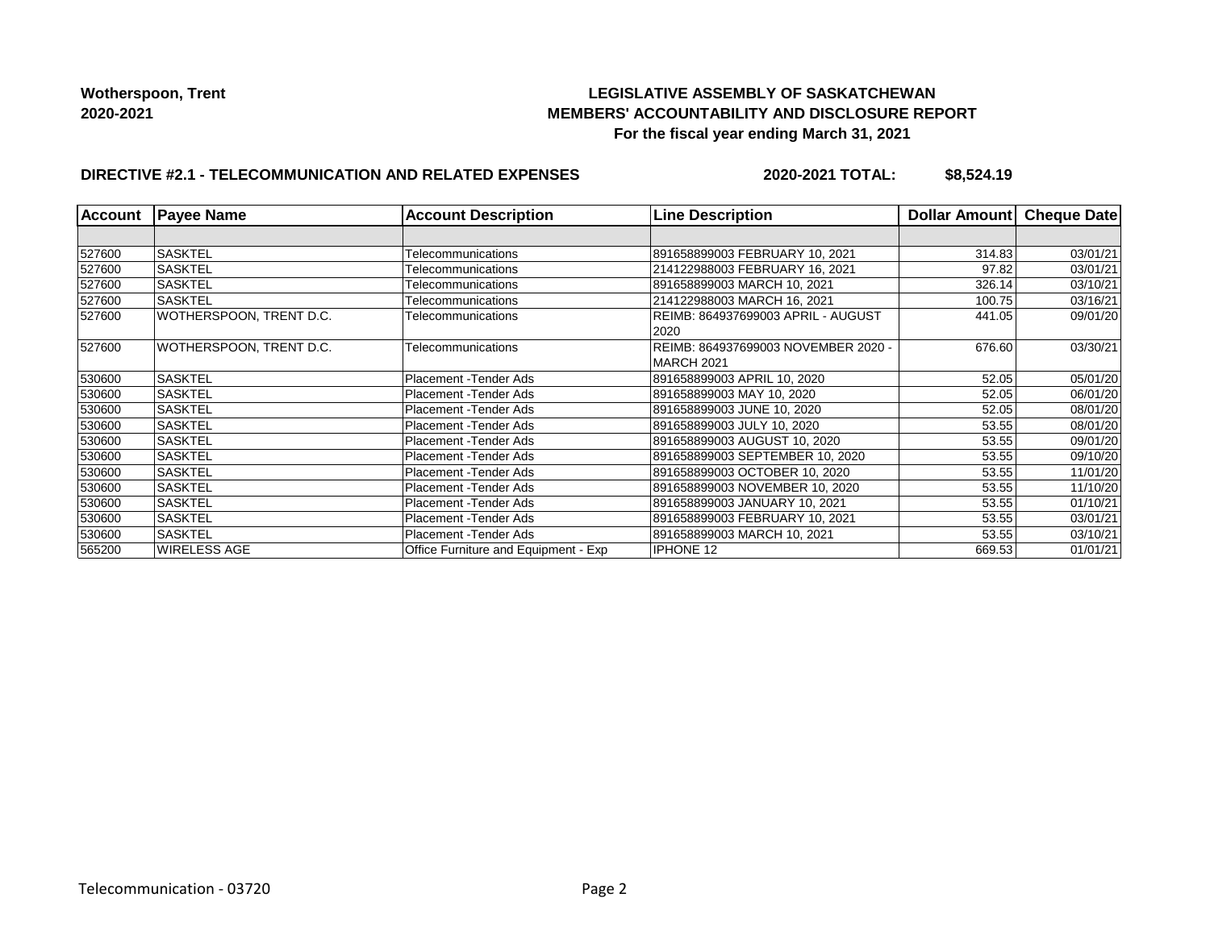**Wotherspoon, Trent**
**2020-2021**

**LEGISLATIVE ASSEMBLY OF SASKATCHEWAN**
**MEMBERS' ACCOUNTABILITY AND DISCLOSURE REPORT**
**For the fiscal year ending March 31, 2021**

**DIRECTIVE #2.1 - TELECOMMUNICATION AND RELATED EXPENSES** **2020-2021 TOTAL: $8,524.19**

| Account | Payee Name | Account Description | Line Description | Dollar Amount | Cheque Date |
|---|---|---|---|---|---|
| | | | | | |
| 527600 | SASKTEL | Telecommunications | 891658899003 FEBRUARY 10, 2021 | 314.83 | 03/01/21 |
| 527600 | SASKTEL | Telecommunications | 214122988003 FEBRUARY 16, 2021 | 97.82 | 03/01/21 |
| 527600 | SASKTEL | Telecommunications | 891658899003 MARCH 10, 2021 | 326.14 | 03/10/21 |
| 527600 | SASKTEL | Telecommunications | 214122988003 MARCH 16, 2021 | 100.75 | 03/16/21 |
| 527600 | WOTHERSPOON, TRENT D.C. | Telecommunications | REIMB: 864937699003 APRIL - AUGUST 2020 | 441.05 | 09/01/20 |
| 527600 | WOTHERSPOON, TRENT D.C. | Telecommunications | REIMB: 864937699003 NOVEMBER 2020 - MARCH 2021 | 676.60 | 03/30/21 |
| 530600 | SASKTEL | Placement -Tender Ads | 891658899003 APRIL 10, 2020 | 52.05 | 05/01/20 |
| 530600 | SASKTEL | Placement -Tender Ads | 891658899003 MAY 10, 2020 | 52.05 | 06/01/20 |
| 530600 | SASKTEL | Placement -Tender Ads | 891658899003 JUNE 10, 2020 | 52.05 | 08/01/20 |
| 530600 | SASKTEL | Placement -Tender Ads | 891658899003 JULY 10, 2020 | 53.55 | 08/01/20 |
| 530600 | SASKTEL | Placement -Tender Ads | 891658899003 AUGUST 10, 2020 | 53.55 | 09/01/20 |
| 530600 | SASKTEL | Placement -Tender Ads | 891658899003 SEPTEMBER 10, 2020 | 53.55 | 09/10/20 |
| 530600 | SASKTEL | Placement -Tender Ads | 891658899003 OCTOBER 10, 2020 | 53.55 | 11/01/20 |
| 530600 | SASKTEL | Placement -Tender Ads | 891658899003 NOVEMBER 10, 2020 | 53.55 | 11/10/20 |
| 530600 | SASKTEL | Placement -Tender Ads | 891658899003 JANUARY 10, 2021 | 53.55 | 01/10/21 |
| 530600 | SASKTEL | Placement -Tender Ads | 891658899003 FEBRUARY 10, 2021 | 53.55 | 03/01/21 |
| 530600 | SASKTEL | Placement -Tender Ads | 891658899003 MARCH 10, 2021 | 53.55 | 03/10/21 |
| 565200 | WIRELESS AGE | Office Furniture and Equipment - Exp | IPHONE 12 | 669.53 | 01/01/21 |

Telecommunication - 03720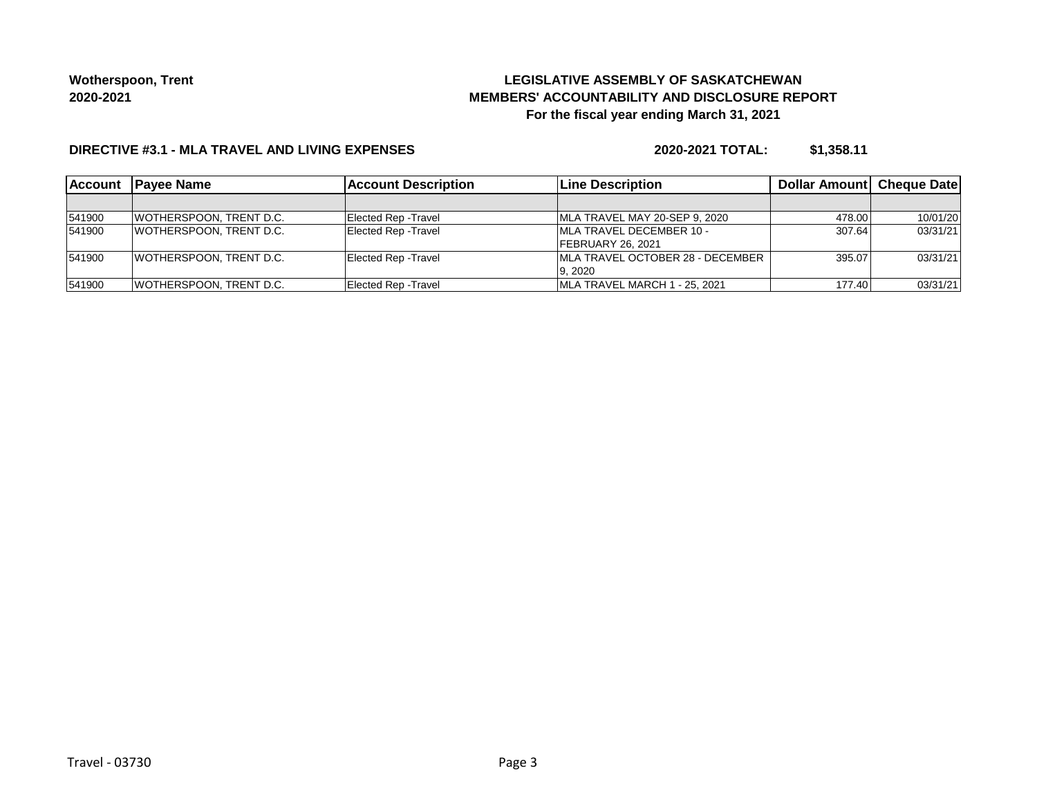**Wotherspoon, Trent**
**2020-2021**

**LEGISLATIVE ASSEMBLY OF SASKATCHEWAN**
**MEMBERS' ACCOUNTABILITY AND DISCLOSURE REPORT**
**For the fiscal year ending March 31, 2021**

**DIRECTIVE #3.1 - MLA TRAVEL AND LIVING EXPENSES** **2020-2021 TOTAL: $1,358.11**

| Account | Payee Name | Account Description | Line Description | Dollar Amount | Cheque Date |
|---|---|---|---|---|---|
| | | | | | |
| 541900 | WOTHERSPOON, TRENT D.C. | Elected Rep -Travel | MLA TRAVEL MAY 20-SEP 9, 2020 | 478.00 | 10/01/20 |
| 541900 | WOTHERSPOON, TRENT D.C. | Elected Rep -Travel | MLA TRAVEL DECEMBER 10 - FEBRUARY 26, 2021 | 307.64 | 03/31/21 |
| 541900 | WOTHERSPOON, TRENT D.C. | Elected Rep -Travel | MLA TRAVEL OCTOBER 28 - DECEMBER 9, 2020 | 395.07 | 03/31/21 |
| 541900 | WOTHERSPOON, TRENT D.C. | Elected Rep -Travel | MLA TRAVEL MARCH 1 - 25, 2021 | 177.40 | 03/31/21 |

Travel - 03730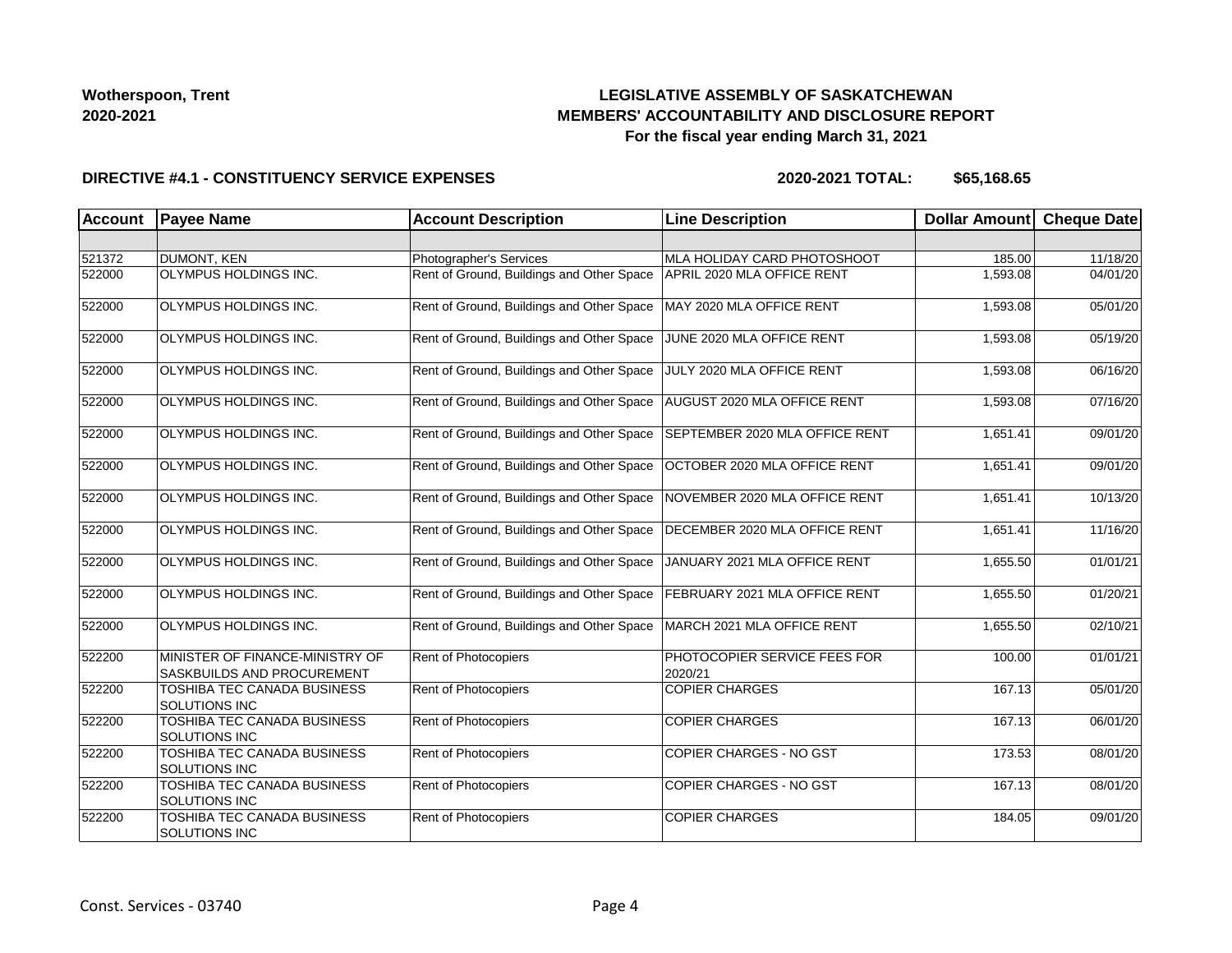**Wotherspoon, Trent**
**2020-2021**

## LEGISLATIVE ASSEMBLY OF SASKATCHEWAN
## MEMBERS' ACCOUNTABILITY AND DISCLOSURE REPORT
### For the fiscal year ending March 31, 2021

**DIRECTIVE #4.1 - CONSTITUENCY SERVICE EXPENSES** **2020-2021 TOTAL: $65,168.65**

| Account | Payee Name | Account Description | Line Description | Dollar Amount | Cheque Date |
|---|---|---|---|---|---|
| | | | | | |
| 521372 | DUMONT, KEN | Photographer's Services | MLA HOLIDAY CARD PHOTOSHOOT | 185.00 | 11/18/20 |
| 522000 | OLYMPUS HOLDINGS INC. | Rent of Ground, Buildings and Other Space | APRIL 2020 MLA OFFICE RENT | 1,593.08 | 04/01/20 |
| 522000 | OLYMPUS HOLDINGS INC. | Rent of Ground, Buildings and Other Space | MAY 2020 MLA OFFICE RENT | 1,593.08 | 05/01/20 |
| 522000 | OLYMPUS HOLDINGS INC. | Rent of Ground, Buildings and Other Space | JUNE 2020 MLA OFFICE RENT | 1,593.08 | 05/19/20 |
| 522000 | OLYMPUS HOLDINGS INC. | Rent of Ground, Buildings and Other Space | JULY 2020 MLA OFFICE RENT | 1,593.08 | 06/16/20 |
| 522000 | OLYMPUS HOLDINGS INC. | Rent of Ground, Buildings and Other Space | AUGUST 2020 MLA OFFICE RENT | 1,593.08 | 07/16/20 |
| 522000 | OLYMPUS HOLDINGS INC. | Rent of Ground, Buildings and Other Space | SEPTEMBER 2020 MLA OFFICE RENT | 1,651.41 | 09/01/20 |
| 522000 | OLYMPUS HOLDINGS INC. | Rent of Ground, Buildings and Other Space | OCTOBER 2020 MLA OFFICE RENT | 1,651.41 | 09/01/20 |
| 522000 | OLYMPUS HOLDINGS INC. | Rent of Ground, Buildings and Other Space | NOVEMBER 2020 MLA OFFICE RENT | 1,651.41 | 10/13/20 |
| 522000 | OLYMPUS HOLDINGS INC. | Rent of Ground, Buildings and Other Space | DECEMBER 2020 MLA OFFICE RENT | 1,651.41 | 11/16/20 |
| 522000 | OLYMPUS HOLDINGS INC. | Rent of Ground, Buildings and Other Space | JANUARY 2021 MLA OFFICE RENT | 1,655.50 | 01/01/21 |
| 522000 | OLYMPUS HOLDINGS INC. | Rent of Ground, Buildings and Other Space | FEBRUARY 2021 MLA OFFICE RENT | 1,655.50 | 01/20/21 |
| 522000 | OLYMPUS HOLDINGS INC. | Rent of Ground, Buildings and Other Space | MARCH 2021 MLA OFFICE RENT | 1,655.50 | 02/10/21 |
| 522200 | MINISTER OF FINANCE-MINISTRY OF SASKBUILDS AND PROCUREMENT | Rent of Photocopiers | PHOTOCOPIER SERVICE FEES FOR 2020/21 | 100.00 | 01/01/21 |
| 522200 | TOSHIBA TEC CANADA BUSINESS SOLUTIONS INC | Rent of Photocopiers | COPIER CHARGES | 167.13 | 05/01/20 |
| 522200 | TOSHIBA TEC CANADA BUSINESS SOLUTIONS INC | Rent of Photocopiers | COPIER CHARGES | 167.13 | 06/01/20 |
| 522200 | TOSHIBA TEC CANADA BUSINESS SOLUTIONS INC | Rent of Photocopiers | COPIER CHARGES - NO GST | 173.53 | 08/01/20 |
| 522200 | TOSHIBA TEC CANADA BUSINESS SOLUTIONS INC | Rent of Photocopiers | COPIER CHARGES - NO GST | 167.13 | 08/01/20 |
| 522200 | TOSHIBA TEC CANADA BUSINESS SOLUTIONS INC | Rent of Photocopiers | COPIER CHARGES | 184.05 | 09/01/20 |

Const. Services - 03740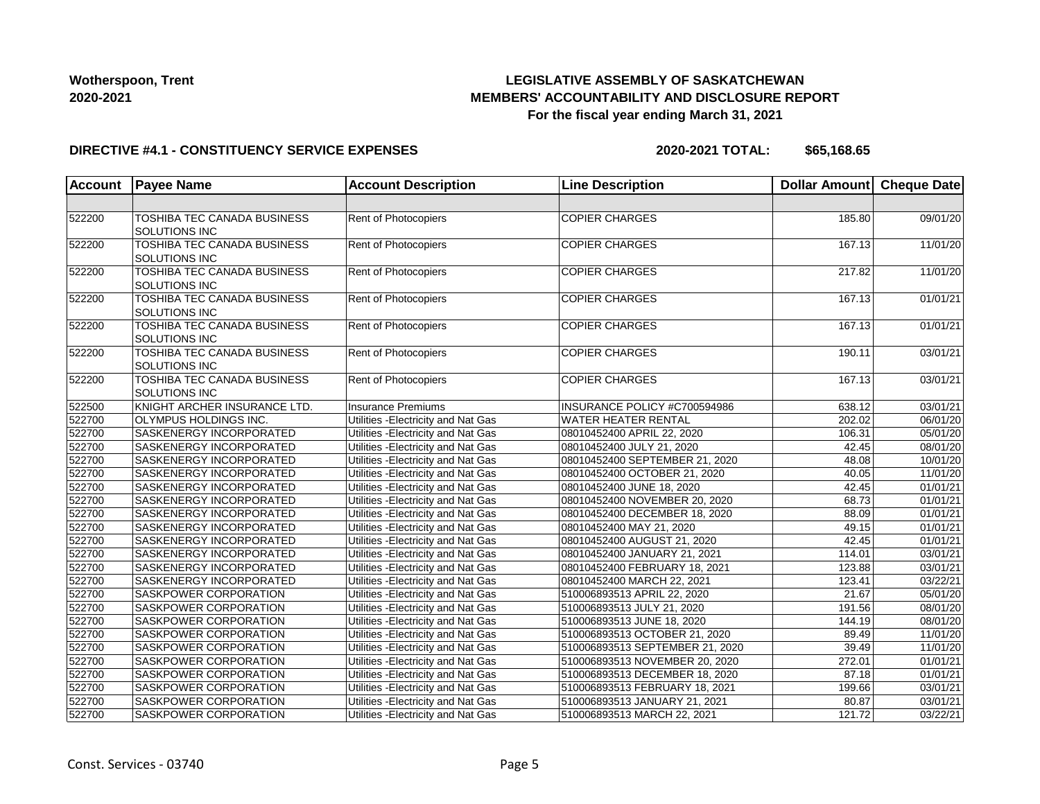**Wotherspoon, Trent**
**2020-2021**

## LEGISLATIVE ASSEMBLY OF SASKATCHEWAN
## MEMBERS' ACCOUNTABILITY AND DISCLOSURE REPORT
### For the fiscal year ending March 31, 2021

**DIRECTIVE #4.1 - CONSTITUENCY SERVICE EXPENSES** **2020-2021 TOTAL: $65,168.65**

| Account | Payee Name | Account Description | Line Description | Dollar Amount | Cheque Date |
|---|---|---|---|---|---|
| | | | | | |
| 522200 | TOSHIBA TEC CANADA BUSINESS SOLUTIONS INC | Rent of Photocopiers | COPIER CHARGES | 185.80 | 09/01/20 |
| 522200 | TOSHIBA TEC CANADA BUSINESS SOLUTIONS INC | Rent of Photocopiers | COPIER CHARGES | 167.13 | 11/01/20 |
| 522200 | TOSHIBA TEC CANADA BUSINESS SOLUTIONS INC | Rent of Photocopiers | COPIER CHARGES | 217.82 | 11/01/20 |
| 522200 | TOSHIBA TEC CANADA BUSINESS SOLUTIONS INC | Rent of Photocopiers | COPIER CHARGES | 167.13 | 01/01/21 |
| 522200 | TOSHIBA TEC CANADA BUSINESS SOLUTIONS INC | Rent of Photocopiers | COPIER CHARGES | 167.13 | 01/01/21 |
| 522200 | TOSHIBA TEC CANADA BUSINESS SOLUTIONS INC | Rent of Photocopiers | COPIER CHARGES | 190.11 | 03/01/21 |
| 522200 | TOSHIBA TEC CANADA BUSINESS SOLUTIONS INC | Rent of Photocopiers | COPIER CHARGES | 167.13 | 03/01/21 |
| 522500 | KNIGHT ARCHER INSURANCE LTD. | Insurance Premiums | INSURANCE POLICY #C700594986 | 638.12 | 03/01/21 |
| 522700 | OLYMPUS HOLDINGS INC. | Utilities -Electricity and Nat Gas | WATER HEATER RENTAL | 202.02 | 06/01/20 |
| 522700 | SASKENERGY INCORPORATED | Utilities -Electricity and Nat Gas | 08010452400 APRIL 22, 2020 | 106.31 | 05/01/20 |
| 522700 | SASKENERGY INCORPORATED | Utilities -Electricity and Nat Gas | 08010452400 JULY 21, 2020 | 42.45 | 08/01/20 |
| 522700 | SASKENERGY INCORPORATED | Utilities -Electricity and Nat Gas | 08010452400 SEPTEMBER 21, 2020 | 48.08 | 10/01/20 |
| 522700 | SASKENERGY INCORPORATED | Utilities -Electricity and Nat Gas | 08010452400 OCTOBER 21, 2020 | 40.05 | 11/01/20 |
| 522700 | SASKENERGY INCORPORATED | Utilities -Electricity and Nat Gas | 08010452400 JUNE 18, 2020 | 42.45 | 01/01/21 |
| 522700 | SASKENERGY INCORPORATED | Utilities -Electricity and Nat Gas | 08010452400 NOVEMBER 20, 2020 | 68.73 | 01/01/21 |
| 522700 | SASKENERGY INCORPORATED | Utilities -Electricity and Nat Gas | 08010452400 DECEMBER 18, 2020 | 88.09 | 01/01/21 |
| 522700 | SASKENERGY INCORPORATED | Utilities -Electricity and Nat Gas | 08010452400 MAY 21, 2020 | 49.15 | 01/01/21 |
| 522700 | SASKENERGY INCORPORATED | Utilities -Electricity and Nat Gas | 08010452400 AUGUST 21, 2020 | 42.45 | 01/01/21 |
| 522700 | SASKENERGY INCORPORATED | Utilities -Electricity and Nat Gas | 08010452400 JANUARY 21, 2021 | 114.01 | 03/01/21 |
| 522700 | SASKENERGY INCORPORATED | Utilities -Electricity and Nat Gas | 08010452400 FEBRUARY 18, 2021 | 123.88 | 03/01/21 |
| 522700 | SASKENERGY INCORPORATED | Utilities -Electricity and Nat Gas | 08010452400 MARCH 22, 2021 | 123.41 | 03/22/21 |
| 522700 | SASKPOWER CORPORATION | Utilities -Electricity and Nat Gas | 510006893513 APRIL 22, 2020 | 21.67 | 05/01/20 |
| 522700 | SASKPOWER CORPORATION | Utilities -Electricity and Nat Gas | 510006893513 JULY 21, 2020 | 191.56 | 08/01/20 |
| 522700 | SASKPOWER CORPORATION | Utilities -Electricity and Nat Gas | 510006893513 JUNE 18, 2020 | 144.19 | 08/01/20 |
| 522700 | SASKPOWER CORPORATION | Utilities -Electricity and Nat Gas | 510006893513 OCTOBER 21, 2020 | 89.49 | 11/01/20 |
| 522700 | SASKPOWER CORPORATION | Utilities -Electricity and Nat Gas | 510006893513 SEPTEMBER 21, 2020 | 39.49 | 11/01/20 |
| 522700 | SASKPOWER CORPORATION | Utilities -Electricity and Nat Gas | 510006893513 NOVEMBER 20, 2020 | 272.01 | 01/01/21 |
| 522700 | SASKPOWER CORPORATION | Utilities -Electricity and Nat Gas | 510006893513 DECEMBER 18, 2020 | 87.18 | 01/01/21 |
| 522700 | SASKPOWER CORPORATION | Utilities -Electricity and Nat Gas | 510006893513 FEBRUARY 18, 2021 | 199.66 | 03/01/21 |
| 522700 | SASKPOWER CORPORATION | Utilities -Electricity and Nat Gas | 510006893513 JANUARY 21, 2021 | 80.87 | 03/01/21 |
| 522700 | SASKPOWER CORPORATION | Utilities -Electricity and Nat Gas | 510006893513 MARCH 22, 2021 | 121.72 | 03/22/21 |

Const. Services - 03740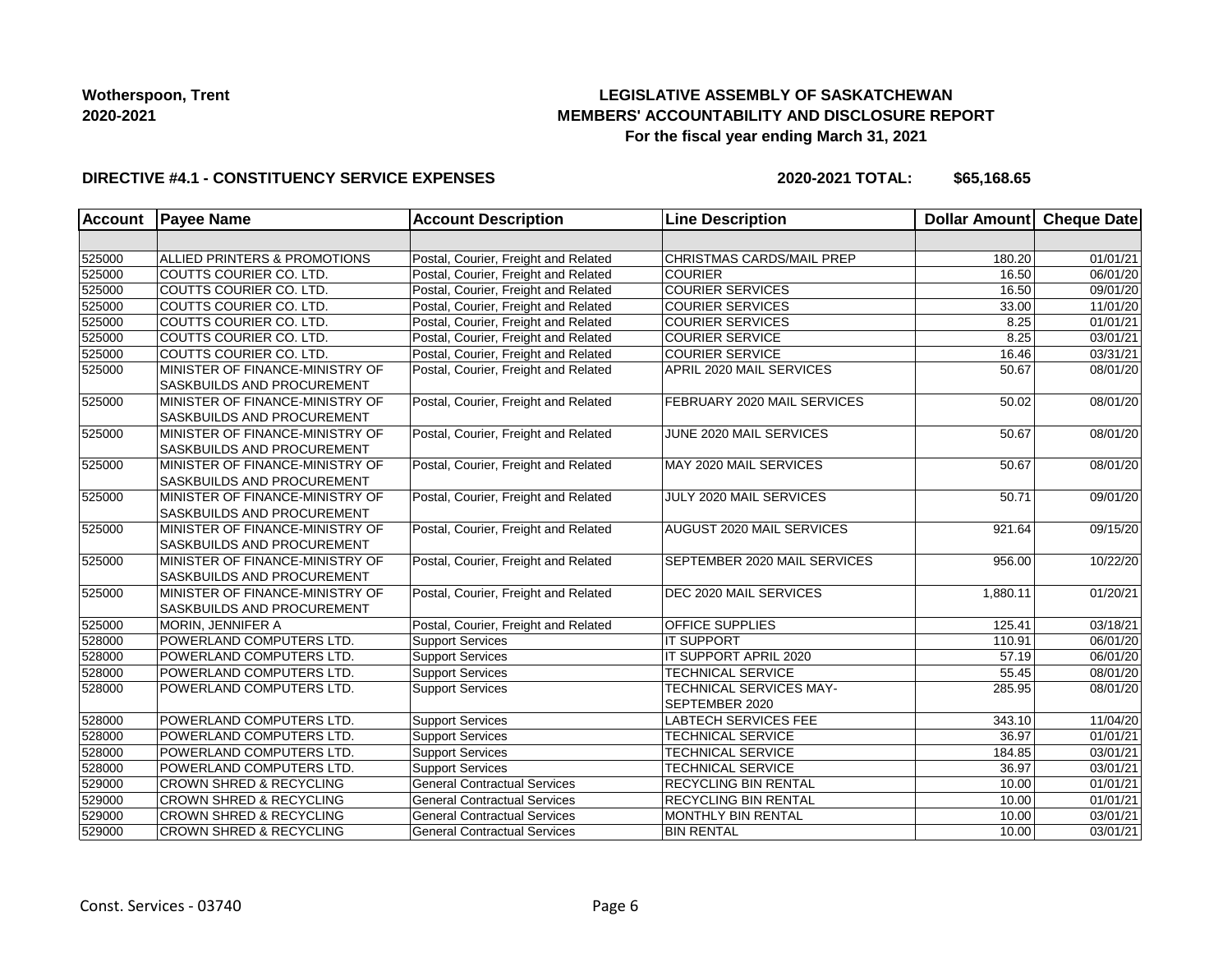**Wotherspoon, Trent**
**2020-2021**

**LEGISLATIVE ASSEMBLY OF SASKATCHEWAN**
**MEMBERS' ACCOUNTABILITY AND DISCLOSURE REPORT**
**For the fiscal year ending March 31, 2021**

**DIRECTIVE #4.1 - CONSTITUENCY SERVICE EXPENSES** **2020-2021 TOTAL: $65,168.65**

| Account | Payee Name | Account Description | Line Description | Dollar Amount | Cheque Date |
|---|---|---|---|---|---|
| | | | | | |
| 525000 | ALLIED PRINTERS & PROMOTIONS | Postal, Courier, Freight and Related | CHRISTMAS CARDS/MAIL PREP | 180.20 | 01/01/21 |
| 525000 | COUTTS COURIER CO. LTD. | Postal, Courier, Freight and Related | COURIER | 16.50 | 06/01/20 |
| 525000 | COUTTS COURIER CO. LTD. | Postal, Courier, Freight and Related | COURIER SERVICES | 16.50 | 09/01/20 |
| 525000 | COUTTS COURIER CO. LTD. | Postal, Courier, Freight and Related | COURIER SERVICES | 33.00 | 11/01/20 |
| 525000 | COUTTS COURIER CO. LTD. | Postal, Courier, Freight and Related | COURIER SERVICES | 8.25 | 01/01/21 |
| 525000 | COUTTS COURIER CO. LTD. | Postal, Courier, Freight and Related | COURIER SERVICE | 8.25 | 03/01/21 |
| 525000 | COUTTS COURIER CO. LTD. | Postal, Courier, Freight and Related | COURIER SERVICE | 16.46 | 03/31/21 |
| 525000 | MINISTER OF FINANCE-MINISTRY OF SASKBUILDS AND PROCUREMENT | Postal, Courier, Freight and Related | APRIL 2020 MAIL SERVICES | 50.67 | 08/01/20 |
| 525000 | MINISTER OF FINANCE-MINISTRY OF SASKBUILDS AND PROCUREMENT | Postal, Courier, Freight and Related | FEBRUARY 2020 MAIL SERVICES | 50.02 | 08/01/20 |
| 525000 | MINISTER OF FINANCE-MINISTRY OF SASKBUILDS AND PROCUREMENT | Postal, Courier, Freight and Related | JUNE 2020 MAIL SERVICES | 50.67 | 08/01/20 |
| 525000 | MINISTER OF FINANCE-MINISTRY OF SASKBUILDS AND PROCUREMENT | Postal, Courier, Freight and Related | MAY 2020 MAIL SERVICES | 50.67 | 08/01/20 |
| 525000 | MINISTER OF FINANCE-MINISTRY OF SASKBUILDS AND PROCUREMENT | Postal, Courier, Freight and Related | JULY 2020 MAIL SERVICES | 50.71 | 09/01/20 |
| 525000 | MINISTER OF FINANCE-MINISTRY OF SASKBUILDS AND PROCUREMENT | Postal, Courier, Freight and Related | AUGUST 2020 MAIL SERVICES | 921.64 | 09/15/20 |
| 525000 | MINISTER OF FINANCE-MINISTRY OF SASKBUILDS AND PROCUREMENT | Postal, Courier, Freight and Related | SEPTEMBER 2020 MAIL SERVICES | 956.00 | 10/22/20 |
| 525000 | MINISTER OF FINANCE-MINISTRY OF SASKBUILDS AND PROCUREMENT | Postal, Courier, Freight and Related | DEC 2020 MAIL SERVICES | 1,880.11 | 01/20/21 |
| 525000 | MORIN, JENNIFER A | Postal, Courier, Freight and Related | OFFICE SUPPLIES | 125.41 | 03/18/21 |
| 528000 | POWERLAND COMPUTERS LTD. | Support Services | IT SUPPORT | 110.91 | 06/01/20 |
| 528000 | POWERLAND COMPUTERS LTD. | Support Services | IT SUPPORT APRIL 2020 | 57.19 | 06/01/20 |
| 528000 | POWERLAND COMPUTERS LTD. | Support Services | TECHNICAL SERVICE | 55.45 | 08/01/20 |
| 528000 | POWERLAND COMPUTERS LTD. | Support Services | TECHNICAL SERVICES MAY-SEPTEMBER 2020 | 285.95 | 08/01/20 |
| 528000 | POWERLAND COMPUTERS LTD. | Support Services | LABTECH SERVICES FEE | 343.10 | 11/04/20 |
| 528000 | POWERLAND COMPUTERS LTD. | Support Services | TECHNICAL SERVICE | 36.97 | 01/01/21 |
| 528000 | POWERLAND COMPUTERS LTD. | Support Services | TECHNICAL SERVICE | 184.85 | 03/01/21 |
| 528000 | POWERLAND COMPUTERS LTD. | Support Services | TECHNICAL SERVICE | 36.97 | 03/01/21 |
| 529000 | CROWN SHRED & RECYCLING | General Contractual Services | RECYCLING BIN RENTAL | 10.00 | 01/01/21 |
| 529000 | CROWN SHRED & RECYCLING | General Contractual Services | RECYCLING BIN RENTAL | 10.00 | 01/01/21 |
| 529000 | CROWN SHRED & RECYCLING | General Contractual Services | MONTHLY BIN RENTAL | 10.00 | 03/01/21 |
| 529000 | CROWN SHRED & RECYCLING | General Contractual Services | BIN RENTAL | 10.00 | 03/01/21 |

Const. Services - 03740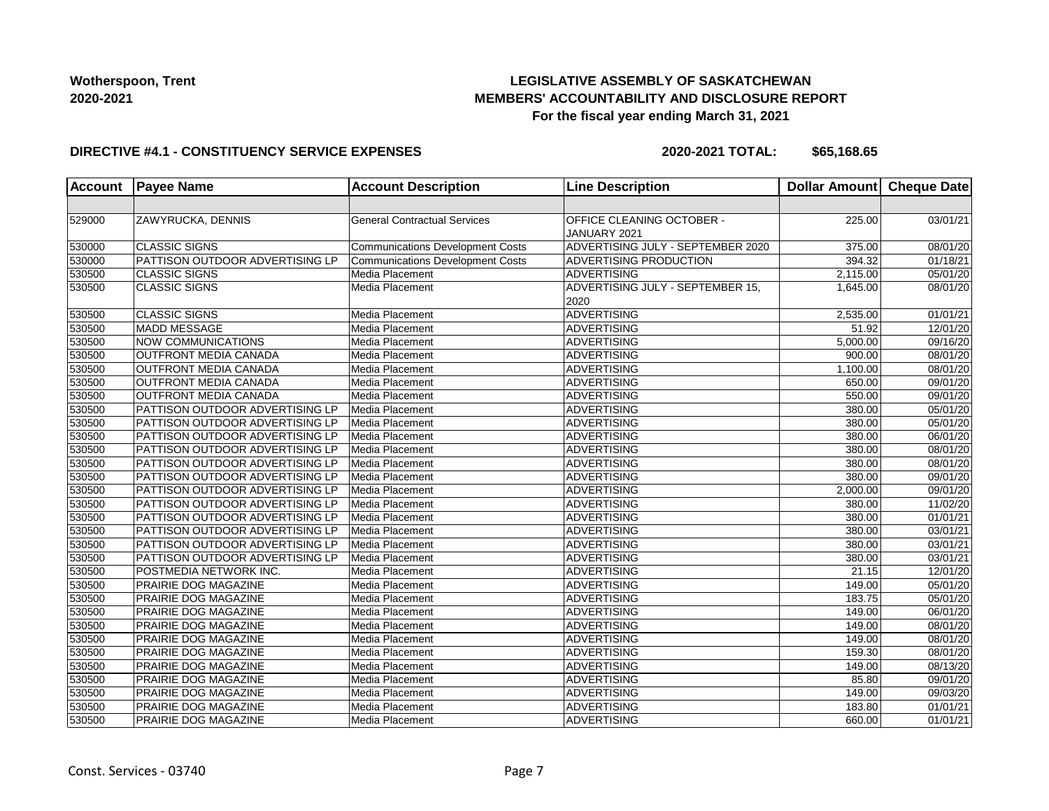**Wotherspoon, Trent**
**2020-2021**

**LEGISLATIVE ASSEMBLY OF SASKATCHEWAN**
**MEMBERS' ACCOUNTABILITY AND DISCLOSURE REPORT**
**For the fiscal year ending March 31, 2021**

**DIRECTIVE #4.1 - CONSTITUENCY SERVICE EXPENSES** **2020-2021 TOTAL: $65,168.65**

| Account | Payee Name | Account Description | Line Description | Dollar Amount | Cheque Date |
|---|---|---|---|---|---|
| | | | | | |
| 529000 | ZAWYRUCKA, DENNIS | General Contractual Services | OFFICE CLEANING OCTOBER - JANUARY 2021 | 225.00 | 03/01/21 |
| 530000 | CLASSIC SIGNS | Communications Development Costs | ADVERTISING JULY - SEPTEMBER 2020 | 375.00 | 08/01/20 |
| 530000 | PATTISON OUTDOOR ADVERTISING LP | Communications Development Costs | ADVERTISING PRODUCTION | 394.32 | 01/18/21 |
| 530500 | CLASSIC SIGNS | Media Placement | ADVERTISING | 2,115.00 | 05/01/20 |
| 530500 | CLASSIC SIGNS | Media Placement | ADVERTISING JULY - SEPTEMBER 15, 2020 | 1,645.00 | 08/01/20 |
| 530500 | CLASSIC SIGNS | Media Placement | ADVERTISING | 2,535.00 | 01/01/21 |
| 530500 | MADD MESSAGE | Media Placement | ADVERTISING | 51.92 | 12/01/20 |
| 530500 | NOW COMMUNICATIONS | Media Placement | ADVERTISING | 5,000.00 | 09/16/20 |
| 530500 | OUTFRONT MEDIA CANADA | Media Placement | ADVERTISING | 900.00 | 08/01/20 |
| 530500 | OUTFRONT MEDIA CANADA | Media Placement | ADVERTISING | 1,100.00 | 08/01/20 |
| 530500 | OUTFRONT MEDIA CANADA | Media Placement | ADVERTISING | 650.00 | 09/01/20 |
| 530500 | OUTFRONT MEDIA CANADA | Media Placement | ADVERTISING | 550.00 | 09/01/20 |
| 530500 | PATTISON OUTDOOR ADVERTISING LP | Media Placement | ADVERTISING | 380.00 | 05/01/20 |
| 530500 | PATTISON OUTDOOR ADVERTISING LP | Media Placement | ADVERTISING | 380.00 | 05/01/20 |
| 530500 | PATTISON OUTDOOR ADVERTISING LP | Media Placement | ADVERTISING | 380.00 | 06/01/20 |
| 530500 | PATTISON OUTDOOR ADVERTISING LP | Media Placement | ADVERTISING | 380.00 | 08/01/20 |
| 530500 | PATTISON OUTDOOR ADVERTISING LP | Media Placement | ADVERTISING | 380.00 | 08/01/20 |
| 530500 | PATTISON OUTDOOR ADVERTISING LP | Media Placement | ADVERTISING | 380.00 | 09/01/20 |
| 530500 | PATTISON OUTDOOR ADVERTISING LP | Media Placement | ADVERTISING | 2,000.00 | 09/01/20 |
| 530500 | PATTISON OUTDOOR ADVERTISING LP | Media Placement | ADVERTISING | 380.00 | 11/02/20 |
| 530500 | PATTISON OUTDOOR ADVERTISING LP | Media Placement | ADVERTISING | 380.00 | 01/01/21 |
| 530500 | PATTISON OUTDOOR ADVERTISING LP | Media Placement | ADVERTISING | 380.00 | 03/01/21 |
| 530500 | PATTISON OUTDOOR ADVERTISING LP | Media Placement | ADVERTISING | 380.00 | 03/01/21 |
| 530500 | PATTISON OUTDOOR ADVERTISING LP | Media Placement | ADVERTISING | 380.00 | 03/01/21 |
| 530500 | POSTMEDIA NETWORK INC. | Media Placement | ADVERTISING | 21.15 | 12/01/20 |
| 530500 | PRAIRIE DOG MAGAZINE | Media Placement | ADVERTISING | 149.00 | 05/01/20 |
| 530500 | PRAIRIE DOG MAGAZINE | Media Placement | ADVERTISING | 183.75 | 05/01/20 |
| 530500 | PRAIRIE DOG MAGAZINE | Media Placement | ADVERTISING | 149.00 | 06/01/20 |
| 530500 | PRAIRIE DOG MAGAZINE | Media Placement | ADVERTISING | 149.00 | 08/01/20 |
| 530500 | PRAIRIE DOG MAGAZINE | Media Placement | ADVERTISING | 149.00 | 08/01/20 |
| 530500 | PRAIRIE DOG MAGAZINE | Media Placement | ADVERTISING | 159.30 | 08/01/20 |
| 530500 | PRAIRIE DOG MAGAZINE | Media Placement | ADVERTISING | 149.00 | 08/13/20 |
| 530500 | PRAIRIE DOG MAGAZINE | Media Placement | ADVERTISING | 85.80 | 09/01/20 |
| 530500 | PRAIRIE DOG MAGAZINE | Media Placement | ADVERTISING | 149.00 | 09/03/20 |
| 530500 | PRAIRIE DOG MAGAZINE | Media Placement | ADVERTISING | 183.80 | 01/01/21 |
| 530500 | PRAIRIE DOG MAGAZINE | Media Placement | ADVERTISING | 660.00 | 01/01/21 |

Const. Services - 03740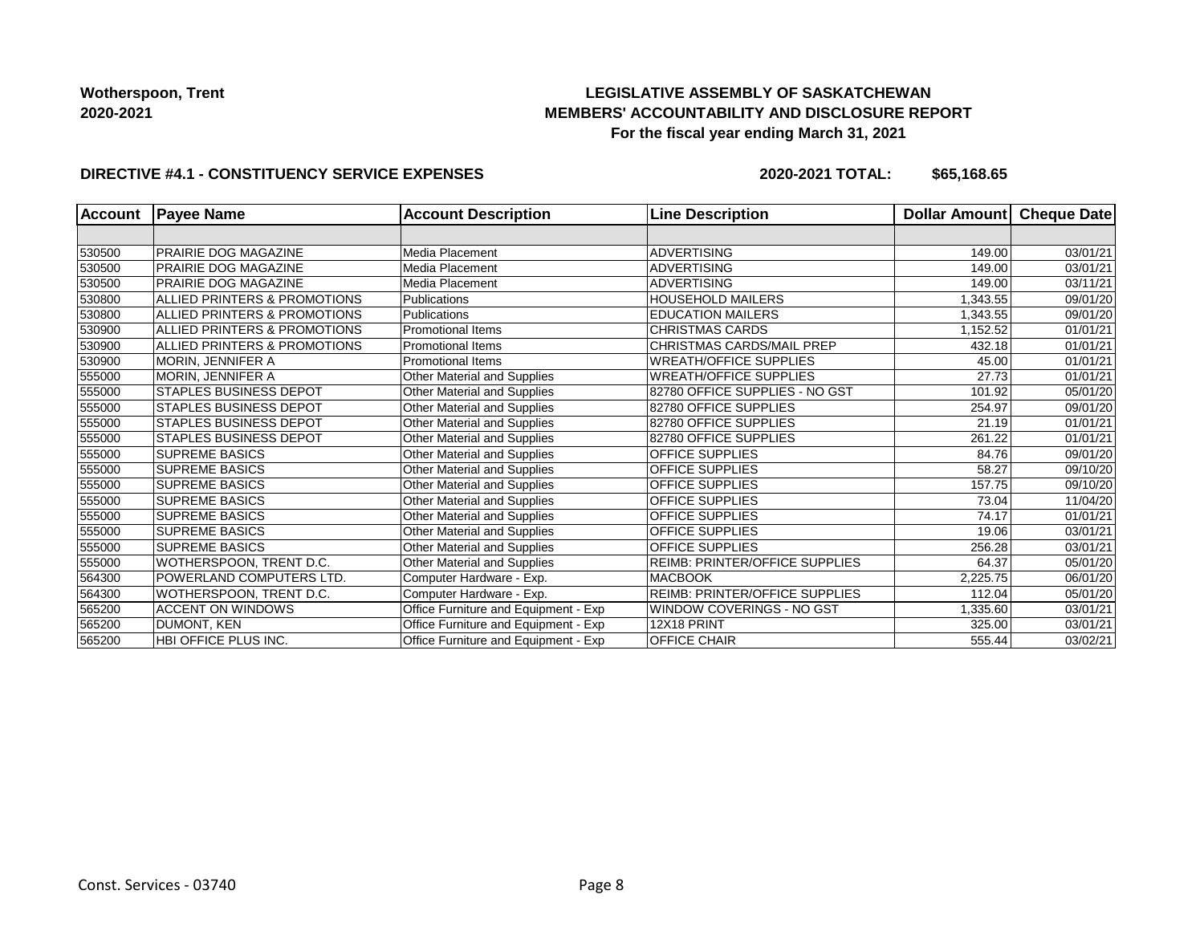**Wotherspoon, Trent**
**2020-2021**

# LEGISLATIVE ASSEMBLY OF SASKATCHEWAN
## MEMBERS' ACCOUNTABILITY AND DISCLOSURE REPORT
### For the fiscal year ending March 31, 2021

**DIRECTIVE #4.1 - CONSTITUENCY SERVICE EXPENSES** **2020-2021 TOTAL: $65,168.65**

| Account | Payee Name | Account Description | Line Description | Dollar Amount | Cheque Date |
|---|---|---|---|---|---|
| | | | | | |
| 530500 | PRAIRIE DOG MAGAZINE | Media Placement | ADVERTISING | 149.00 | 03/01/21 |
| 530500 | PRAIRIE DOG MAGAZINE | Media Placement | ADVERTISING | 149.00 | 03/01/21 |
| 530500 | PRAIRIE DOG MAGAZINE | Media Placement | ADVERTISING | 149.00 | 03/11/21 |
| 530800 | ALLIED PRINTERS & PROMOTIONS | Publications | HOUSEHOLD MAILERS | 1,343.55 | 09/01/20 |
| 530800 | ALLIED PRINTERS & PROMOTIONS | Publications | EDUCATION MAILERS | 1,343.55 | 09/01/20 |
| 530900 | ALLIED PRINTERS & PROMOTIONS | Promotional Items | CHRISTMAS CARDS | 1,152.52 | 01/01/21 |
| 530900 | ALLIED PRINTERS & PROMOTIONS | Promotional Items | CHRISTMAS CARDS/MAIL PREP | 432.18 | 01/01/21 |
| 530900 | MORIN, JENNIFER A | Promotional Items | WREATH/OFFICE SUPPLIES | 45.00 | 01/01/21 |
| 555000 | MORIN, JENNIFER A | Other Material and Supplies | WREATH/OFFICE SUPPLIES | 27.73 | 01/01/21 |
| 555000 | STAPLES BUSINESS DEPOT | Other Material and Supplies | 82780 OFFICE SUPPLIES - NO GST | 101.92 | 05/01/20 |
| 555000 | STAPLES BUSINESS DEPOT | Other Material and Supplies | 82780 OFFICE SUPPLIES | 254.97 | 09/01/20 |
| 555000 | STAPLES BUSINESS DEPOT | Other Material and Supplies | 82780 OFFICE SUPPLIES | 21.19 | 01/01/21 |
| 555000 | STAPLES BUSINESS DEPOT | Other Material and Supplies | 82780 OFFICE SUPPLIES | 261.22 | 01/01/21 |
| 555000 | SUPREME BASICS | Other Material and Supplies | OFFICE SUPPLIES | 84.76 | 09/01/20 |
| 555000 | SUPREME BASICS | Other Material and Supplies | OFFICE SUPPLIES | 58.27 | 09/10/20 |
| 555000 | SUPREME BASICS | Other Material and Supplies | OFFICE SUPPLIES | 157.75 | 09/10/20 |
| 555000 | SUPREME BASICS | Other Material and Supplies | OFFICE SUPPLIES | 73.04 | 11/04/20 |
| 555000 | SUPREME BASICS | Other Material and Supplies | OFFICE SUPPLIES | 74.17 | 01/01/21 |
| 555000 | SUPREME BASICS | Other Material and Supplies | OFFICE SUPPLIES | 19.06 | 03/01/21 |
| 555000 | SUPREME BASICS | Other Material and Supplies | OFFICE SUPPLIES | 256.28 | 03/01/21 |
| 555000 | WOTHERSPOON, TRENT D.C. | Other Material and Supplies | REIMB: PRINTER/OFFICE SUPPLIES | 64.37 | 05/01/20 |
| 564300 | POWERLAND COMPUTERS LTD. | Computer Hardware - Exp. | MACBOOK | 2,225.75 | 06/01/20 |
| 564300 | WOTHERSPOON, TRENT D.C. | Computer Hardware - Exp. | REIMB: PRINTER/OFFICE SUPPLIES | 112.04 | 05/01/20 |
| 565200 | ACCENT ON WINDOWS | Office Furniture and Equipment - Exp | WINDOW COVERINGS - NO GST | 1,335.60 | 03/01/21 |
| 565200 | DUMONT, KEN | Office Furniture and Equipment - Exp | 12X18 PRINT | 325.00 | 03/01/21 |
| 565200 | HBI OFFICE PLUS INC. | Office Furniture and Equipment - Exp | OFFICE CHAIR | 555.44 | 03/02/21 |

Const. Services - 03740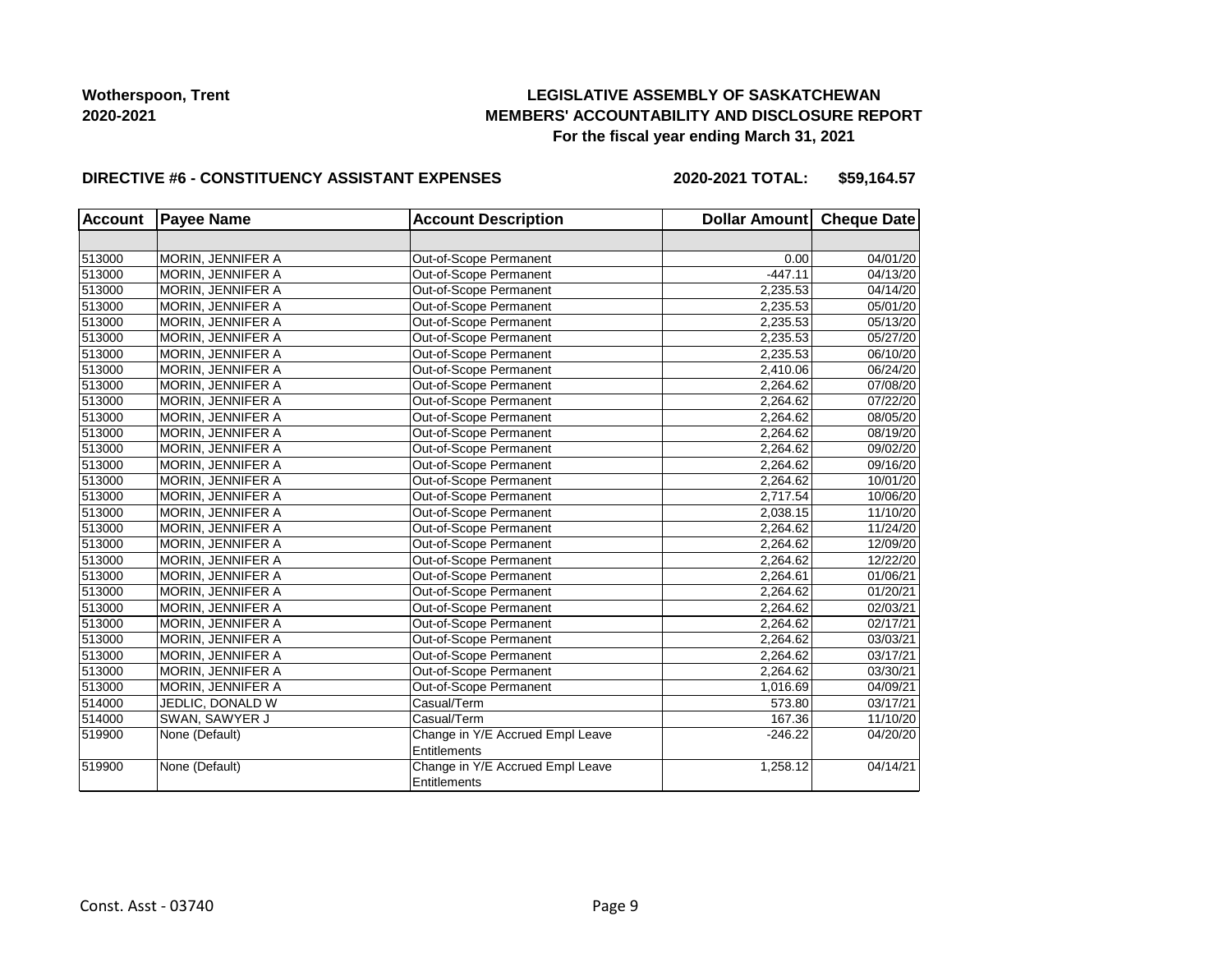**Wotherspoon, Trent**
**2020-2021**

**LEGISLATIVE ASSEMBLY OF SASKATCHEWAN**
**MEMBERS' ACCOUNTABILITY AND DISCLOSURE REPORT**
**For the fiscal year ending March 31, 2021**

**DIRECTIVE #6 - CONSTITUENCY ASSISTANT EXPENSES** **2020-2021 TOTAL: $59,164.57**

| Account | Payee Name | Account Description | Dollar Amount | Cheque Date |
|---|---|---|---|---|
| | | | | |
| 513000 | MORIN, JENNIFER A | Out-of-Scope Permanent | 0.00 | 04/01/20 |
| 513000 | MORIN, JENNIFER A | Out-of-Scope Permanent | -447.11 | 04/13/20 |
| 513000 | MORIN, JENNIFER A | Out-of-Scope Permanent | 2,235.53 | 04/14/20 |
| 513000 | MORIN, JENNIFER A | Out-of-Scope Permanent | 2,235.53 | 05/01/20 |
| 513000 | MORIN, JENNIFER A | Out-of-Scope Permanent | 2,235.53 | 05/13/20 |
| 513000 | MORIN, JENNIFER A | Out-of-Scope Permanent | 2,235.53 | 05/27/20 |
| 513000 | MORIN, JENNIFER A | Out-of-Scope Permanent | 2,235.53 | 06/10/20 |
| 513000 | MORIN, JENNIFER A | Out-of-Scope Permanent | 2,410.06 | 06/24/20 |
| 513000 | MORIN, JENNIFER A | Out-of-Scope Permanent | 2,264.62 | 07/08/20 |
| 513000 | MORIN, JENNIFER A | Out-of-Scope Permanent | 2,264.62 | 07/22/20 |
| 513000 | MORIN, JENNIFER A | Out-of-Scope Permanent | 2,264.62 | 08/05/20 |
| 513000 | MORIN, JENNIFER A | Out-of-Scope Permanent | 2,264.62 | 08/19/20 |
| 513000 | MORIN, JENNIFER A | Out-of-Scope Permanent | 2,264.62 | 09/02/20 |
| 513000 | MORIN, JENNIFER A | Out-of-Scope Permanent | 2,264.62 | 09/16/20 |
| 513000 | MORIN, JENNIFER A | Out-of-Scope Permanent | 2,264.62 | 10/01/20 |
| 513000 | MORIN, JENNIFER A | Out-of-Scope Permanent | 2,717.54 | 10/06/20 |
| 513000 | MORIN, JENNIFER A | Out-of-Scope Permanent | 2,038.15 | 11/10/20 |
| 513000 | MORIN, JENNIFER A | Out-of-Scope Permanent | 2,264.62 | 11/24/20 |
| 513000 | MORIN, JENNIFER A | Out-of-Scope Permanent | 2,264.62 | 12/09/20 |
| 513000 | MORIN, JENNIFER A | Out-of-Scope Permanent | 2,264.62 | 12/22/20 |
| 513000 | MORIN, JENNIFER A | Out-of-Scope Permanent | 2,264.61 | 01/06/21 |
| 513000 | MORIN, JENNIFER A | Out-of-Scope Permanent | 2,264.62 | 01/20/21 |
| 513000 | MORIN, JENNIFER A | Out-of-Scope Permanent | 2,264.62 | 02/03/21 |
| 513000 | MORIN, JENNIFER A | Out-of-Scope Permanent | 2,264.62 | 02/17/21 |
| 513000 | MORIN, JENNIFER A | Out-of-Scope Permanent | 2,264.62 | 03/03/21 |
| 513000 | MORIN, JENNIFER A | Out-of-Scope Permanent | 2,264.62 | 03/17/21 |
| 513000 | MORIN, JENNIFER A | Out-of-Scope Permanent | 2,264.62 | 03/30/21 |
| 513000 | MORIN, JENNIFER A | Out-of-Scope Permanent | 1,016.69 | 04/09/21 |
| 514000 | JEDLIC, DONALD W | Casual/Term | 573.80 | 03/17/21 |
| 514000 | SWAN, SAWYER J | Casual/Term | 167.36 | 11/10/20 |
| 519900 | None (Default) | Change in Y/E Accrued Empl Leave Entitlements | -246.22 | 04/20/20 |
| 519900 | None (Default) | Change in Y/E Accrued Empl Leave Entitlements | 1,258.12 | 04/14/21 |

Const. Asst - 03740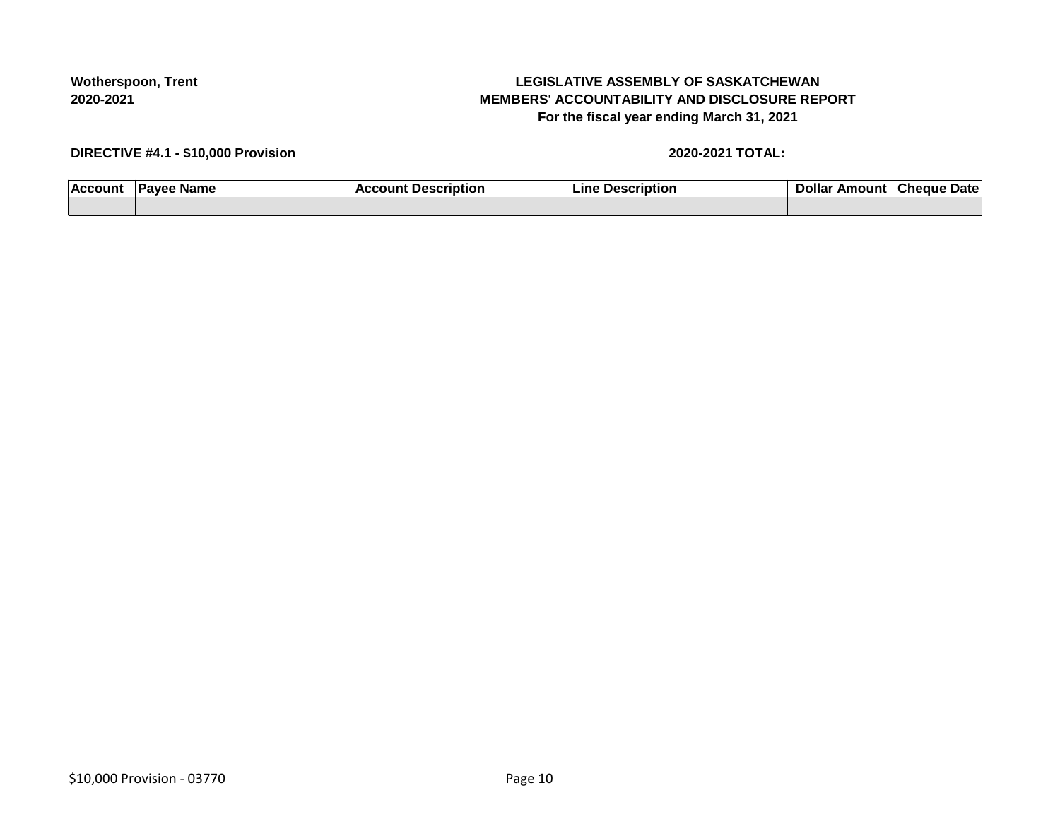**Wotherspoon, Trent**
**2020-2021**

**LEGISLATIVE ASSEMBLY OF SASKATCHEWAN**
**MEMBERS' ACCOUNTABILITY AND DISCLOSURE REPORT**
**For the fiscal year ending March 31, 2021**

**DIRECTIVE #4.1 - $10,000 Provision**

**2020-2021 TOTAL:**

| Account | Payee Name | Account Description | Line Description | Dollar Amount | Cheque Date |
|---|---|---|---|---|---|
| | | | | | |

$10,000 Provision - 03770